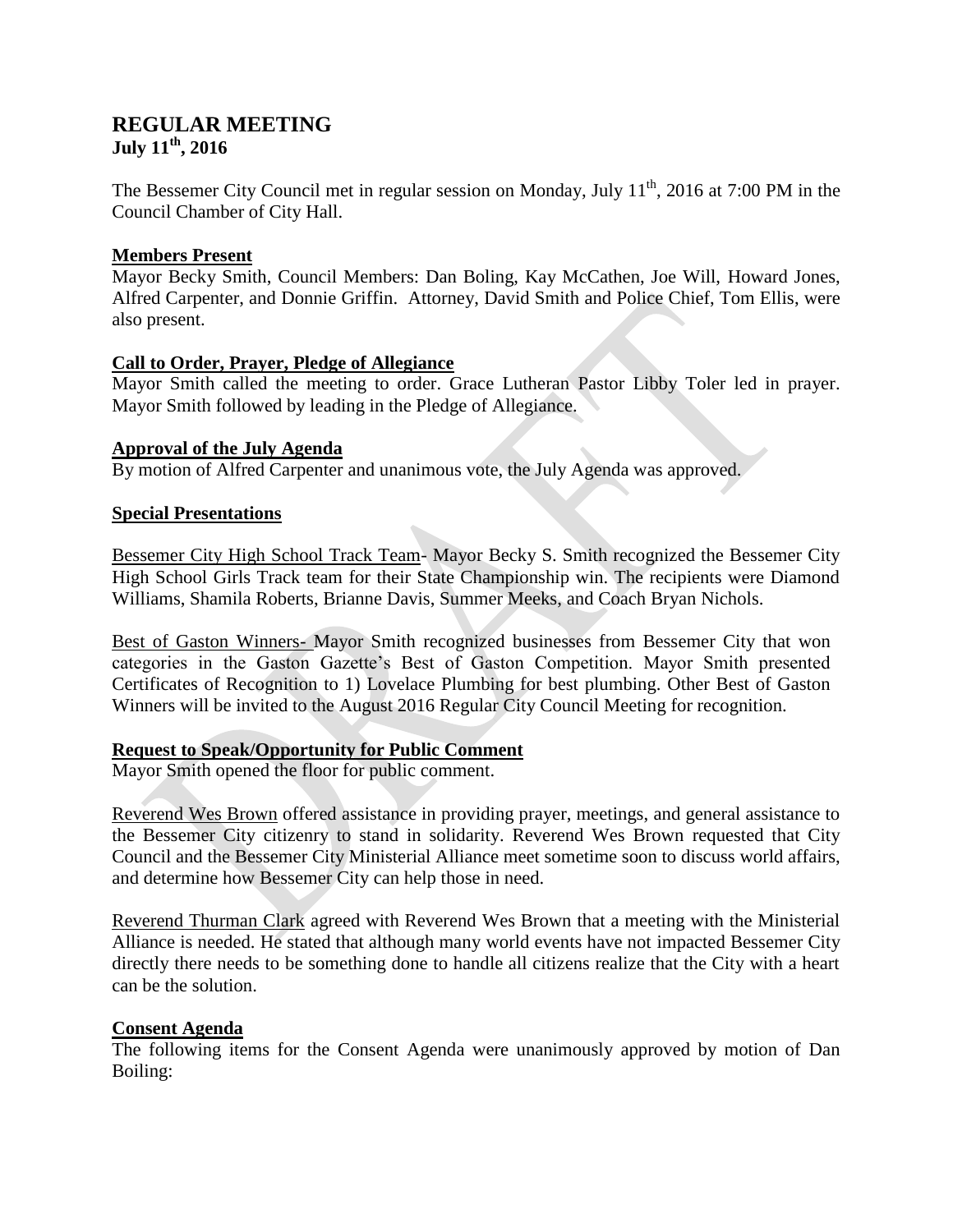# REGULAR MEETING
**July 11th, 2016**

The Bessemer City Council met in regular session on Monday, July 11th, 2016 at 7:00 PM in the Council Chamber of City Hall.

## Members Present

Mayor Becky Smith, Council Members: Dan Boling, Kay McCathen, Joe Will, Howard Jones, Alfred Carpenter, and Donnie Griffin. Attorney, David Smith and Police Chief, Tom Ellis, were also present.

## Call to Order, Prayer, Pledge of Allegiance

Mayor Smith called the meeting to order. Grace Lutheran Pastor Libby Toler led in prayer. Mayor Smith followed by leading in the Pledge of Allegiance.

## Approval of the July Agenda

By motion of Alfred Carpenter and unanimous vote, the July Agenda was approved.

## Special Presentations

Bessemer City High School Track Team- Mayor Becky S. Smith recognized the Bessemer City High School Girls Track team for their State Championship win. The recipients were Diamond Williams, Shamila Roberts, Brianne Davis, Summer Meeks, and Coach Bryan Nichols.

Best of Gaston Winners- Mayor Smith recognized businesses from Bessemer City that won categories in the Gaston Gazette's Best of Gaston Competition. Mayor Smith presented Certificates of Recognition to 1) Lovelace Plumbing for best plumbing. Other Best of Gaston Winners will be invited to the August 2016 Regular City Council Meeting for recognition.

## Request to Speak/Opportunity for Public Comment

Mayor Smith opened the floor for public comment.

Reverend Wes Brown offered assistance in providing prayer, meetings, and general assistance to the Bessemer City citizenry to stand in solidarity. Reverend Wes Brown requested that City Council and the Bessemer City Ministerial Alliance meet sometime soon to discuss world affairs, and determine how Bessemer City can help those in need.

Reverend Thurman Clark agreed with Reverend Wes Brown that a meeting with the Ministerial Alliance is needed. He stated that although many world events have not impacted Bessemer City directly there needs to be something done to handle all citizens realize that the City with a heart can be the solution.

## Consent Agenda

The following items for the Consent Agenda were unanimously approved by motion of Dan Boiling: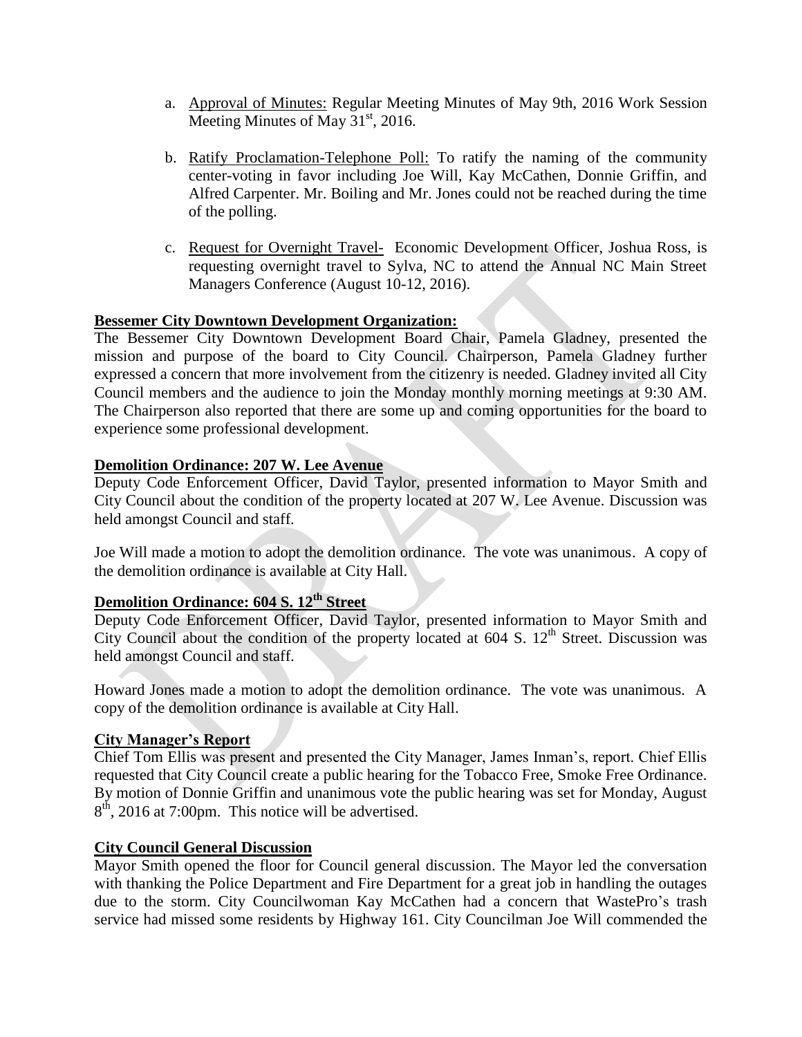a. Approval of Minutes: Regular Meeting Minutes of May 9th, 2016 Work Session Meeting Minutes of May 31st, 2016.

b. Ratify Proclamation-Telephone Poll: To ratify the naming of the community center-voting in favor including Joe Will, Kay McCathen, Donnie Griffin, and Alfred Carpenter. Mr. Boiling and Mr. Jones could not be reached during the time of the polling.

c. Request for Overnight Travel- Economic Development Officer, Joshua Ross, is requesting overnight travel to Sylva, NC to attend the Annual NC Main Street Managers Conference (August 10-12, 2016).

**Bessemer City Downtown Development Organization:**

The Bessemer City Downtown Development Board Chair, Pamela Gladney, presented the mission and purpose of the board to City Council. Chairperson, Pamela Gladney further expressed a concern that more involvement from the citizenry is needed. Gladney invited all City Council members and the audience to join the Monday monthly morning meetings at 9:30 AM. The Chairperson also reported that there are some up and coming opportunities for the board to experience some professional development.

**Demolition Ordinance: 207 W. Lee Avenue**

Deputy Code Enforcement Officer, David Taylor, presented information to Mayor Smith and City Council about the condition of the property located at 207 W. Lee Avenue. Discussion was held amongst Council and staff.

Joe Will made a motion to adopt the demolition ordinance. The vote was unanimous. A copy of the demolition ordinance is available at City Hall.

**Demolition Ordinance: 604 S. 12th Street**

Deputy Code Enforcement Officer, David Taylor, presented information to Mayor Smith and City Council about the condition of the property located at 604 S. 12th Street. Discussion was held amongst Council and staff.

Howard Jones made a motion to adopt the demolition ordinance. The vote was unanimous. A copy of the demolition ordinance is available at City Hall.

**City Manager's Report**

Chief Tom Ellis was present and presented the City Manager, James Inman's, report. Chief Ellis requested that City Council create a public hearing for the Tobacco Free, Smoke Free Ordinance. By motion of Donnie Griffin and unanimous vote the public hearing was set for Monday, August 8th, 2016 at 7:00pm. This notice will be advertised.

**City Council General Discussion**

Mayor Smith opened the floor for Council general discussion. The Mayor led the conversation with thanking the Police Department and Fire Department for a great job in handling the outages due to the storm. City Councilwoman Kay McCathen had a concern that WastePro's trash service had missed some residents by Highway 161. City Councilman Joe Will commended the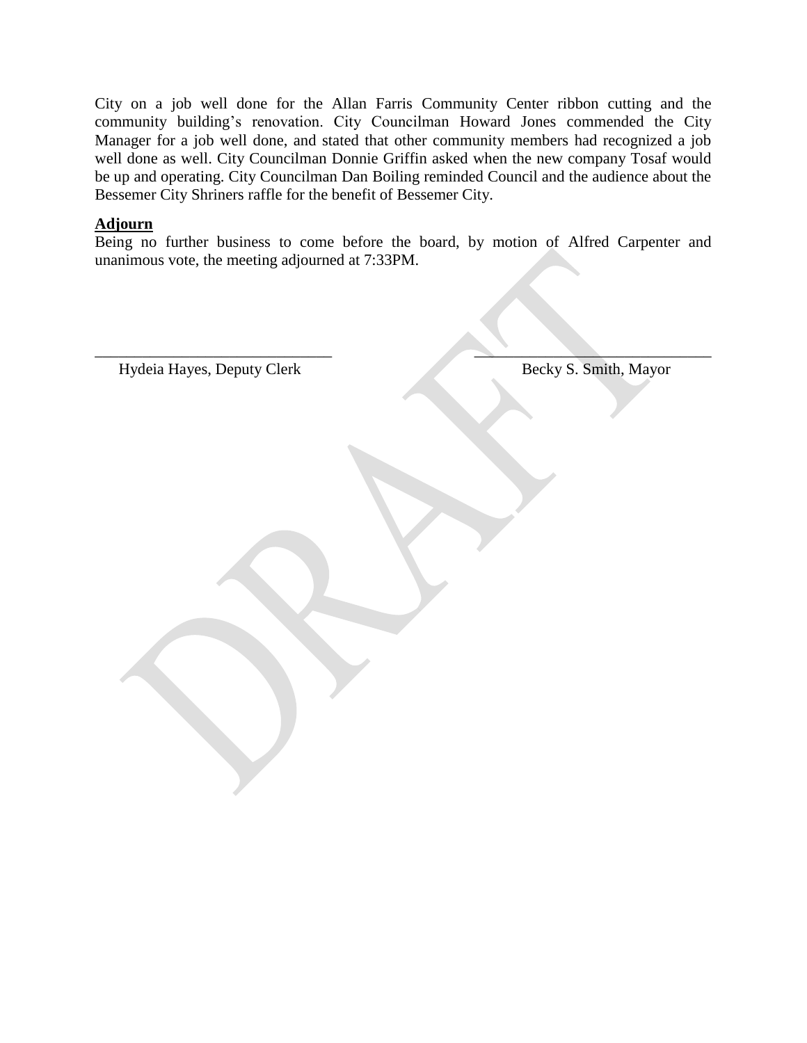City on a job well done for the Allan Farris Community Center ribbon cutting and the community building's renovation. City Councilman Howard Jones commended the City Manager for a job well done, and stated that other community members had recognized a job well done as well. City Councilman Donnie Griffin asked when the new company Tosaf would be up and operating. City Councilman Dan Boiling reminded Council and the audience about the Bessemer City Shriners raffle for the benefit of Bessemer City.

**Adjourn**

Being no further business to come before the board, by motion of Alfred Carpenter and unanimous vote, the meeting adjourned at 7:33PM.

\_\_\_\_\_\_\_\_\_\_\_\_\_\_\_\_\_\_\_\_\_\_\_\_\_\_\_\_\_\_\_\_
Hydeia Hayes, Deputy Clerk

\_\_\_\_\_\_\_\_\_\_\_\_\_\_\_\_\_\_\_\_\_\_\_\_\_\_\_\_\_\_\_\_
Becky S. Smith, Mayor

DRAFT